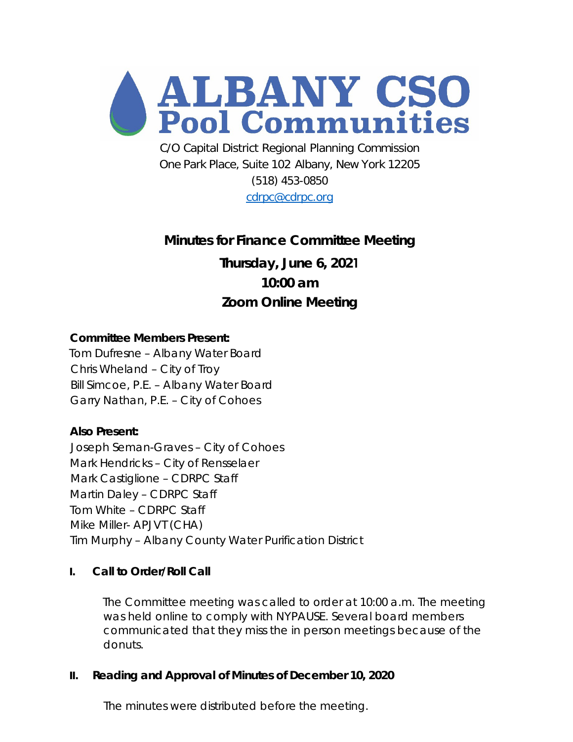# ALBANY CSO Pool Communities

C/O Capital District Regional Planning Commission
One Park Place, Suite 102 Albany, New York 12205
(518) 453-0850
cdrpc@cdrpc.org

## Minutes for Finance Committee Meeting

**Thursday, June 6, 2021**
**10:00 am**
**Zoom Online Meeting**

**Committee Members Present:**
Tom Dufresne – Albany Water Board
Chris Wheland – City of Troy
Bill Simcoe, P.E. – Albany Water Board
Garry Nathan, P.E. – City of Cohoes

**Also Present:**
Joseph Seman-Graves – City of Cohoes
Mark Hendricks – City of Rensselaer
Mark Castiglione – CDRPC Staff
Martin Daley – CDRPC Staff
Tom White – CDRPC Staff
Mike Miller- APJVT (CHA)
Tim Murphy – Albany County Water Purification District

### I. Call to Order/Roll Call

The Committee meeting was called to order at 10:00 a.m. The meeting was held online to comply with NYPAUSE. Several board members communicated that they miss the in person meetings because of the donuts.

### II. Reading and Approval of Minutes of December 10, 2020

The minutes were distributed before the meeting.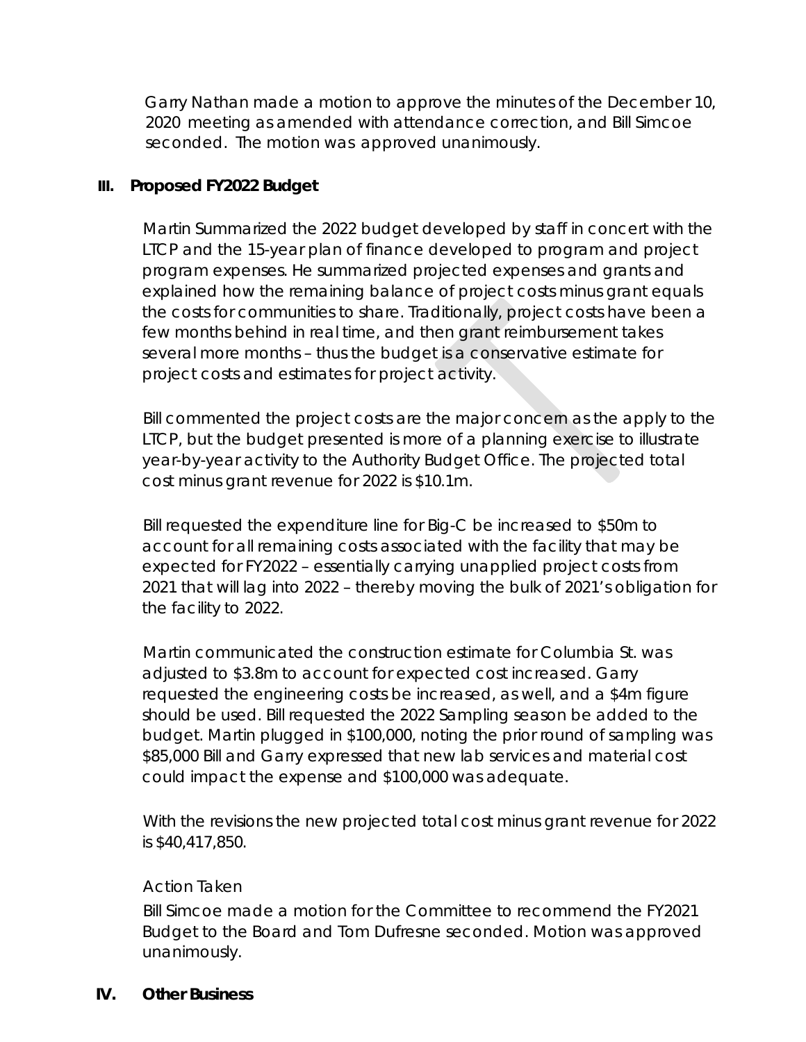Garry Nathan made a motion to approve the minutes of the December 10, 2020 meeting as amended with attendance correction, and Bill Simcoe seconded. The motion was approved unanimously.

## III. Proposed FY2022 Budget

Martin Summarized the 2022 budget developed by staff in concert with the LTCP and the 15-year plan of finance developed to program and project program expenses. He summarized projected expenses and grants and explained how the remaining balance of project costs minus grant equals the costs for communities to share. Traditionally, project costs have been a few months behind in real time, and then grant reimbursement takes several more months – thus the budget is a conservative estimate for project costs and estimates for project activity.

Bill commented the project costs are the major concern as the apply to the LTCP, but the budget presented is more of a planning exercise to illustrate year-by-year activity to the Authority Budget Office. The projected total cost minus grant revenue for 2022 is $10.1m.

Bill requested the expenditure line for Big-C be increased to $50m to account for all remaining costs associated with the facility that may be expected for FY2022 – essentially carrying unapplied project costs from 2021 that will lag into 2022 – thereby moving the bulk of 2021's obligation for the facility to 2022.

Martin communicated the construction estimate for Columbia St. was adjusted to $3.8m to account for expected cost increased. Garry requested the engineering costs be increased, as well, and a $4m figure should be used. Bill requested the 2022 Sampling season be added to the budget. Martin plugged in $100,000, noting the prior round of sampling was $85,000 Bill and Garry expressed that new lab services and material cost could impact the expense and $100,000 was adequate.

With the revisions the new projected total cost minus grant revenue for 2022 is $40,417,850.

Action Taken

Bill Simcoe made a motion for the Committee to recommend the FY2021 Budget to the Board and Tom Dufresne seconded. Motion was approved unanimously.

## IV. Other Business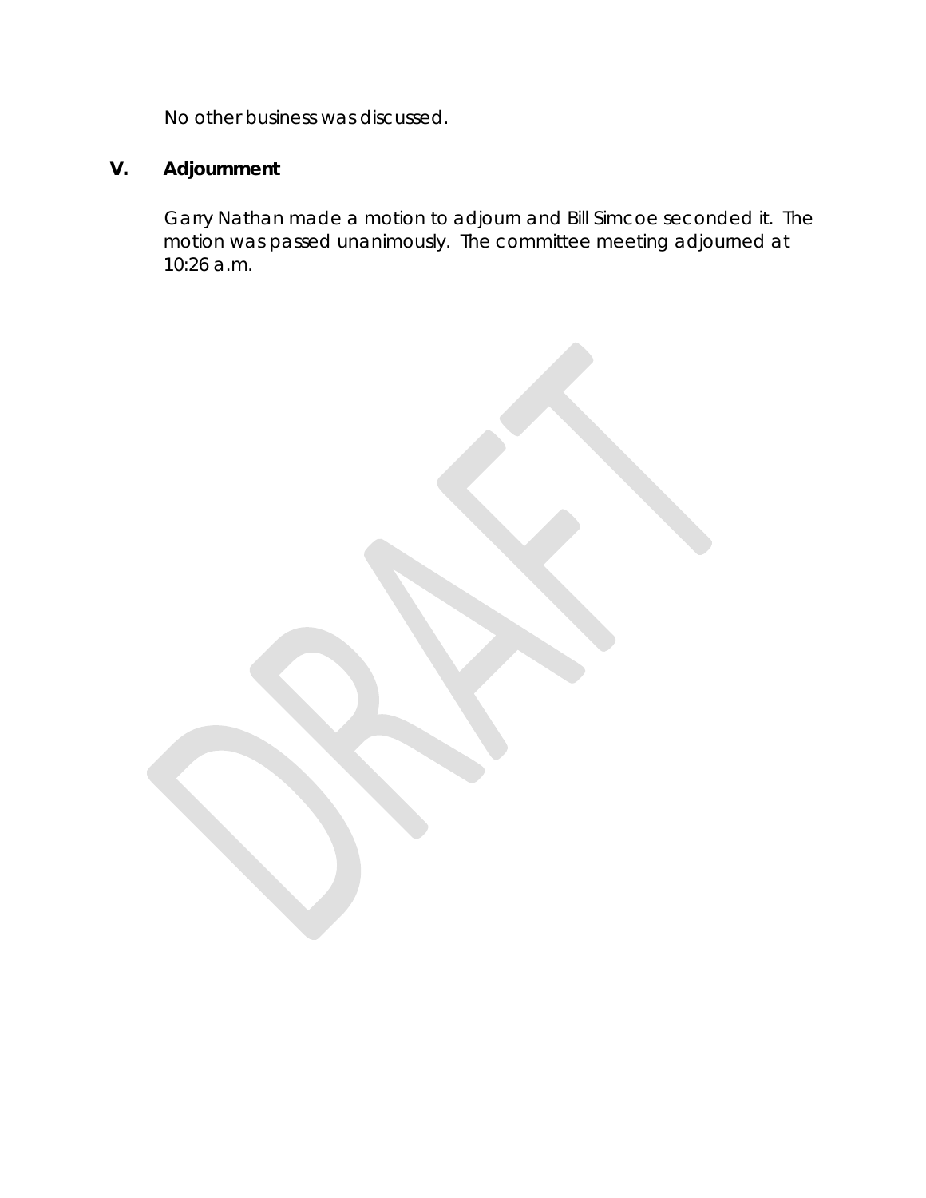No other business was discussed.

## V. Adjournment

Garry Nathan made a motion to adjourn and Bill Simcoe seconded it. The motion was passed unanimously. The committee meeting adjourned at 10:26 a.m.